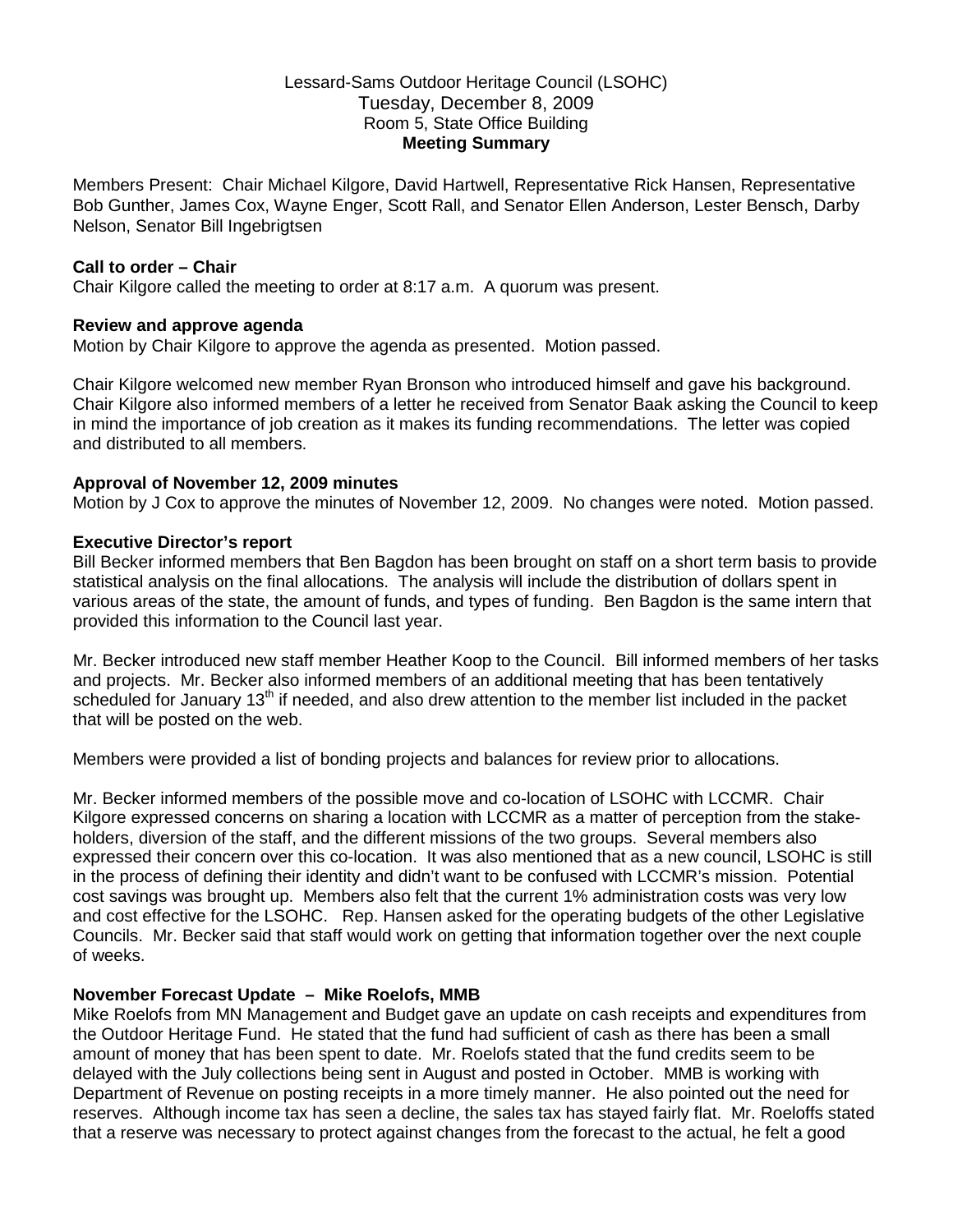Lessard-Sams Outdoor Heritage Council (LSOHC)
Tuesday, December 8, 2009
Room 5, State Office Building
**Meeting Summary**

Members Present: Chair Michael Kilgore, David Hartwell, Representative Rick Hansen, Representative Bob Gunther, James Cox, Wayne Enger, Scott Rall, and Senator Ellen Anderson, Lester Bensch, Darby Nelson, Senator Bill Ingebrigtsen

**Call to order – Chair**

Chair Kilgore called the meeting to order at 8:17 a.m. A quorum was present.

**Review and approve agenda**

Motion by Chair Kilgore to approve the agenda as presented. Motion passed.

Chair Kilgore welcomed new member Ryan Bronson who introduced himself and gave his background. Chair Kilgore also informed members of a letter he received from Senator Baak asking the Council to keep in mind the importance of job creation as it makes its funding recommendations. The letter was copied and distributed to all members.

**Approval of November 12, 2009 minutes**

Motion by J Cox to approve the minutes of November 12, 2009. No changes were noted. Motion passed.

**Executive Director's report**

Bill Becker informed members that Ben Bagdon has been brought on staff on a short term basis to provide statistical analysis on the final allocations. The analysis will include the distribution of dollars spent in various areas of the state, the amount of funds, and types of funding. Ben Bagdon is the same intern that provided this information to the Council last year.

Mr. Becker introduced new staff member Heather Koop to the Council. Bill informed members of her tasks and projects. Mr. Becker also informed members of an additional meeting that has been tentatively scheduled for January 13th if needed, and also drew attention to the member list included in the packet that will be posted on the web.

Members were provided a list of bonding projects and balances for review prior to allocations.

Mr. Becker informed members of the possible move and co-location of LSOHC with LCCMR. Chair Kilgore expressed concerns on sharing a location with LCCMR as a matter of perception from the stake-holders, diversion of the staff, and the different missions of the two groups. Several members also expressed their concern over this co-location. It was also mentioned that as a new council, LSOHC is still in the process of defining their identity and didn't want to be confused with LCCMR's mission. Potential cost savings was brought up. Members also felt that the current 1% administration costs was very low and cost effective for the LSOHC. Rep. Hansen asked for the operating budgets of the other Legislative Councils. Mr. Becker said that staff would work on getting that information together over the next couple of weeks.

**November Forecast Update – Mike Roelofs, MMB**

Mike Roelofs from MN Management and Budget gave an update on cash receipts and expenditures from the Outdoor Heritage Fund. He stated that the fund had sufficient of cash as there has been a small amount of money that has been spent to date. Mr. Roelofs stated that the fund credits seem to be delayed with the July collections being sent in August and posted in October. MMB is working with Department of Revenue on posting receipts in a more timely manner. He also pointed out the need for reserves. Although income tax has seen a decline, the sales tax has stayed fairly flat. Mr. Roeloffs stated that a reserve was necessary to protect against changes from the forecast to the actual, he felt a good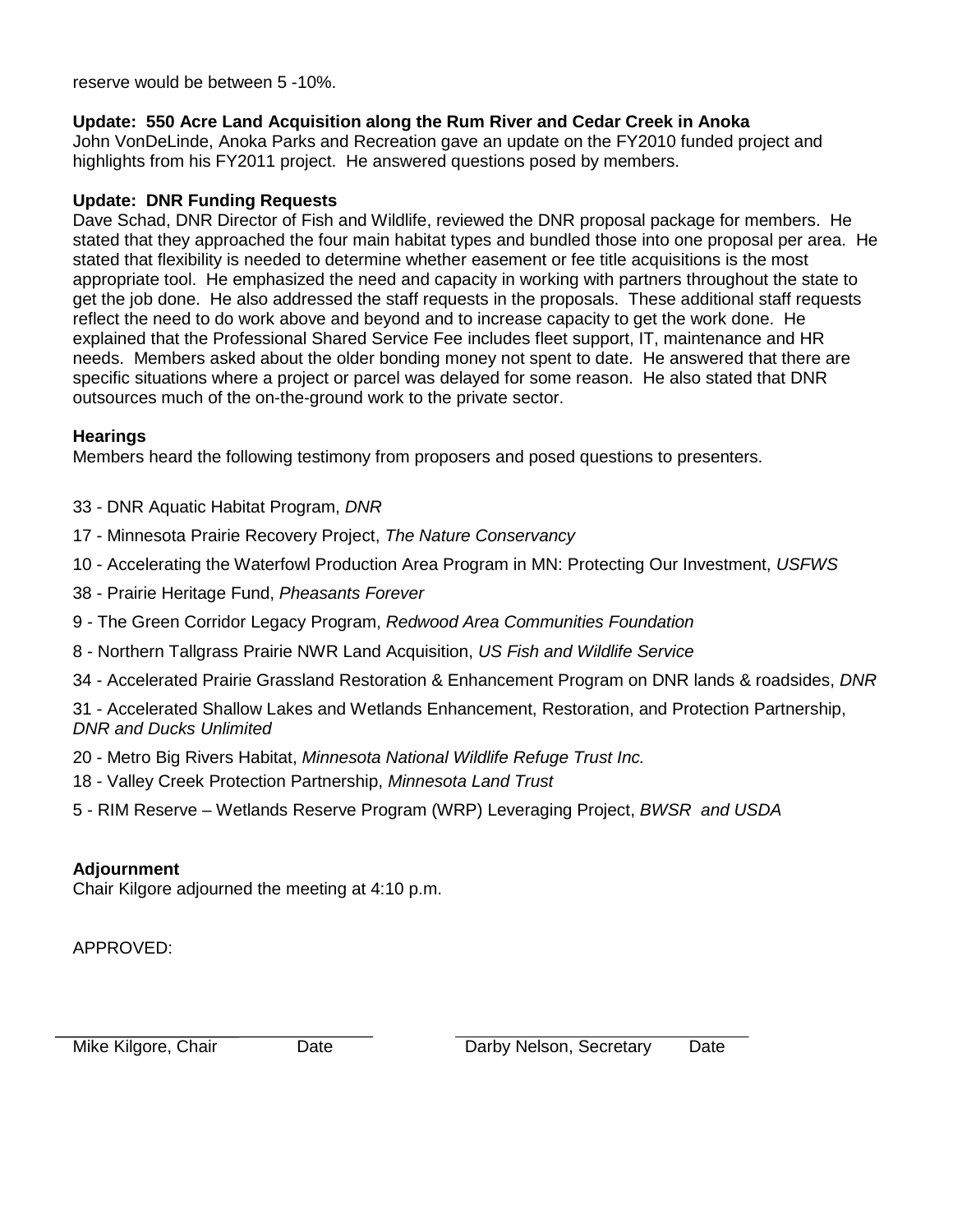reserve would be between 5 -10%.

**Update: 550 Acre Land Acquisition along the Rum River and Cedar Creek in Anoka**
John VonDeLinde, Anoka Parks and Recreation gave an update on the FY2010 funded project and highlights from his FY2011 project. He answered questions posed by members.

**Update: DNR Funding Requests**
Dave Schad, DNR Director of Fish and Wildlife, reviewed the DNR proposal package for members. He stated that they approached the four main habitat types and bundled those into one proposal per area. He stated that flexibility is needed to determine whether easement or fee title acquisitions is the most appropriate tool. He emphasized the need and capacity in working with partners throughout the state to get the job done. He also addressed the staff requests in the proposals. These additional staff requests reflect the need to do work above and beyond and to increase capacity to get the work done. He explained that the Professional Shared Service Fee includes fleet support, IT, maintenance and HR needs. Members asked about the older bonding money not spent to date. He answered that there are specific situations where a project or parcel was delayed for some reason. He also stated that DNR outsources much of the on-the-ground work to the private sector.

**Hearings**
Members heard the following testimony from proposers and posed questions to presenters.

33 - DNR Aquatic Habitat Program, *DNR*

17 - Minnesota Prairie Recovery Project, *The Nature Conservancy*

10 - Accelerating the Waterfowl Production Area Program in MN: Protecting Our Investment, *USFWS*

38 - Prairie Heritage Fund, *Pheasants Forever*

9 - The Green Corridor Legacy Program, *Redwood Area Communities Foundation*

8 - Northern Tallgrass Prairie NWR Land Acquisition, *US Fish and Wildlife Service*

34 - Accelerated Prairie Grassland Restoration & Enhancement Program on DNR lands & roadsides, *DNR*

31 - Accelerated Shallow Lakes and Wetlands Enhancement, Restoration, and Protection Partnership, *DNR and Ducks Unlimited*

20 - Metro Big Rivers Habitat, *Minnesota National Wildlife Refuge Trust Inc.*

18 - Valley Creek Protection Partnership, *Minnesota Land Trust*

5 - RIM Reserve – Wetlands Reserve Program (WRP) Leveraging Project, *BWSR and USDA*

**Adjournment**
Chair Kilgore adjourned the meeting at 4:10 p.m.

APPROVED:

| | | | |
|---|---|---|---|
| Mike Kilgore, Chair | Date | Darby Nelson, Secretary | Date |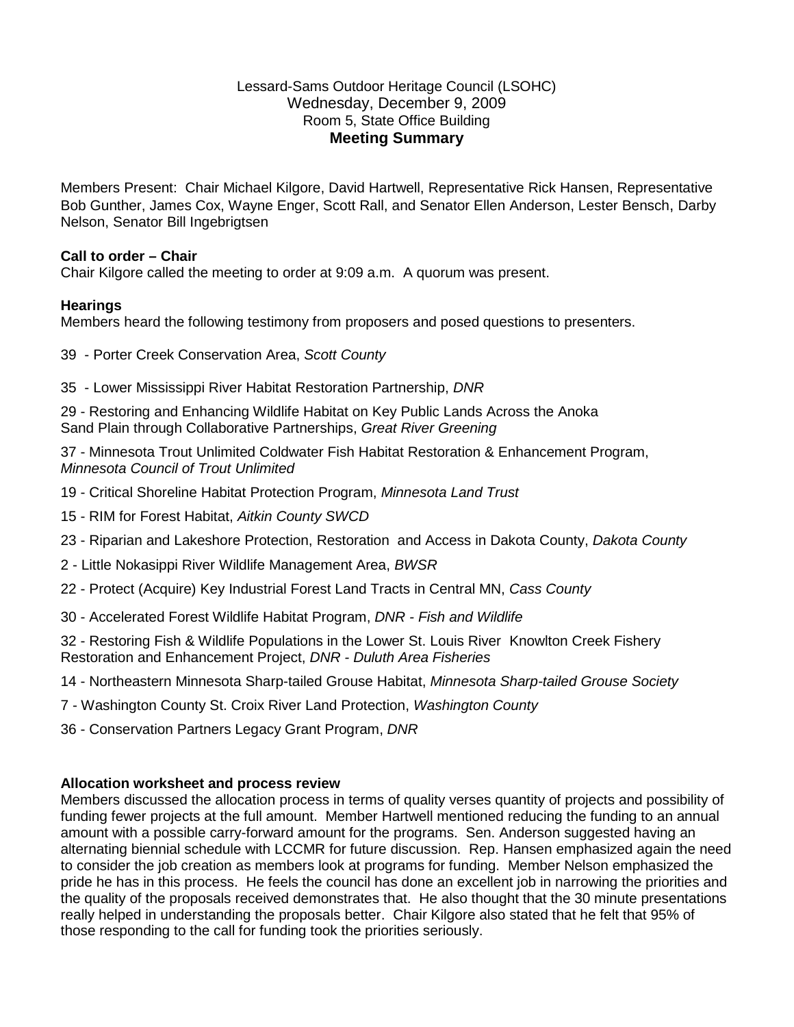Lessard-Sams Outdoor Heritage Council (LSOHC)
Wednesday, December 9, 2009
Room 5, State Office Building

# Meeting Summary

Members Present: Chair Michael Kilgore, David Hartwell, Representative Rick Hansen, Representative Bob Gunther, James Cox, Wayne Enger, Scott Rall, and Senator Ellen Anderson, Lester Bensch, Darby Nelson, Senator Bill Ingebrigtsen

**Call to order – Chair**

Chair Kilgore called the meeting to order at 9:09 a.m. A quorum was present.

**Hearings**

Members heard the following testimony from proposers and posed questions to presenters.

39 - Porter Creek Conservation Area, *Scott County*

35 - Lower Mississippi River Habitat Restoration Partnership, *DNR*

29 - Restoring and Enhancing Wildlife Habitat on Key Public Lands Across the Anoka Sand Plain through Collaborative Partnerships, *Great River Greening*

37 - Minnesota Trout Unlimited Coldwater Fish Habitat Restoration & Enhancement Program, *Minnesota Council of Trout Unlimited*

19 - Critical Shoreline Habitat Protection Program, *Minnesota Land Trust*

15 - RIM for Forest Habitat, *Aitkin County SWCD*

23 - Riparian and Lakeshore Protection, Restoration and Access in Dakota County, *Dakota County*

2 - Little Nokasippi River Wildlife Management Area, *BWSR*

22 - Protect (Acquire) Key Industrial Forest Land Tracts in Central MN, *Cass County*

30 - Accelerated Forest Wildlife Habitat Program, *DNR - Fish and Wildlife*

32 - Restoring Fish & Wildlife Populations in the Lower St. Louis River Knowlton Creek Fishery Restoration and Enhancement Project, *DNR - Duluth Area Fisheries*

14 - Northeastern Minnesota Sharp-tailed Grouse Habitat, *Minnesota Sharp-tailed Grouse Society*

7 - Washington County St. Croix River Land Protection, *Washington County*

36 - Conservation Partners Legacy Grant Program, *DNR*

**Allocation worksheet and process review**

Members discussed the allocation process in terms of quality verses quantity of projects and possibility of funding fewer projects at the full amount. Member Hartwell mentioned reducing the funding to an annual amount with a possible carry-forward amount for the programs. Sen. Anderson suggested having an alternating biennial schedule with LCCMR for future discussion. Rep. Hansen emphasized again the need to consider the job creation as members look at programs for funding. Member Nelson emphasized the pride he has in this process. He feels the council has done an excellent job in narrowing the priorities and the quality of the proposals received demonstrates that. He also thought that the 30 minute presentations really helped in understanding the proposals better. Chair Kilgore also stated that he felt that 95% of those responding to the call for funding took the priorities seriously.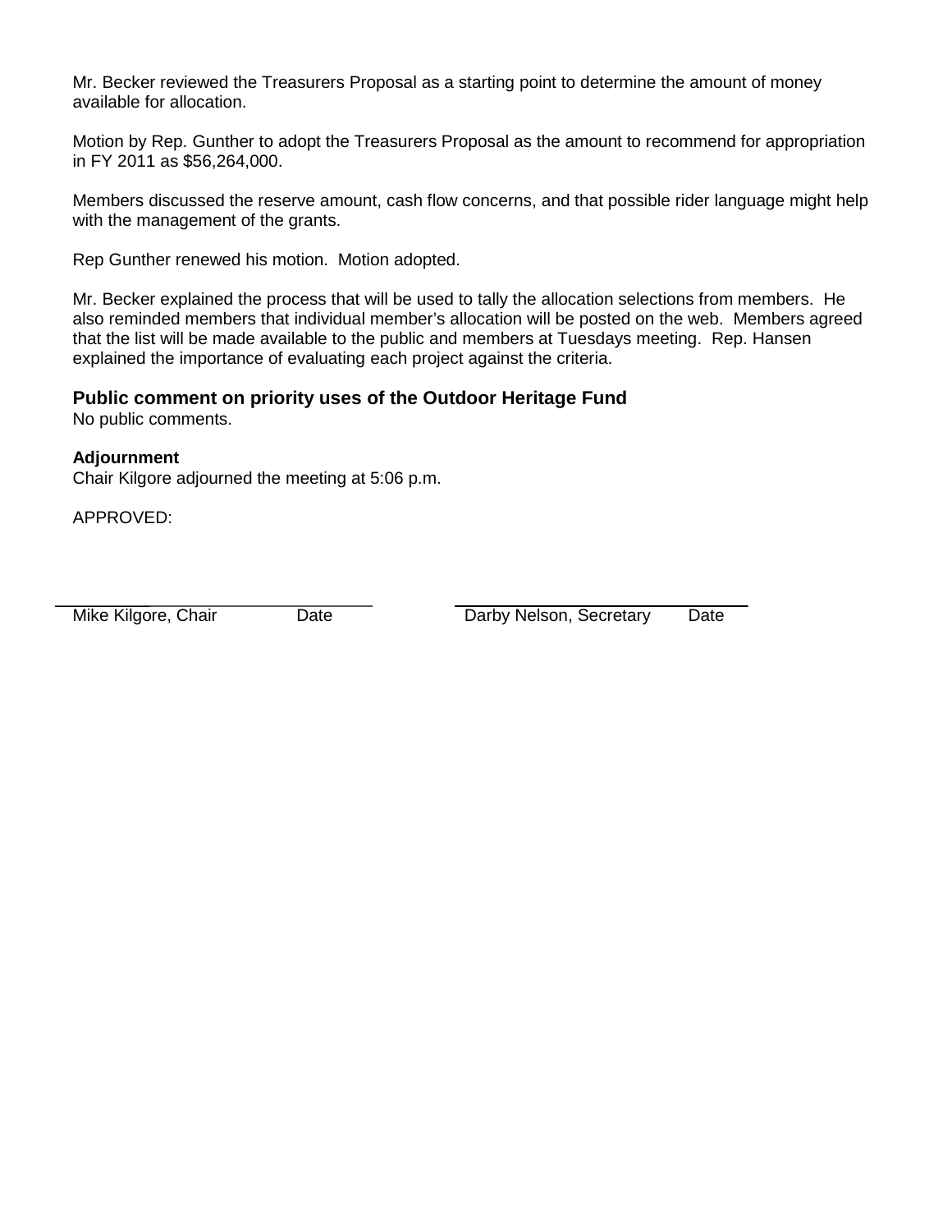Mr. Becker reviewed the Treasurers Proposal as a starting point to determine the amount of money available for allocation.

Motion by Rep. Gunther to adopt the Treasurers Proposal as the amount to recommend for appropriation in FY 2011 as $56,264,000.

Members discussed the reserve amount, cash flow concerns, and that possible rider language might help with the management of the grants.

Rep Gunther renewed his motion. Motion adopted.

Mr. Becker explained the process that will be used to tally the allocation selections from members. He also reminded members that individual member's allocation will be posted on the web. Members agreed that the list will be made available to the public and members at Tuesdays meeting. Rep. Hansen explained the importance of evaluating each project against the criteria.

## Public comment on priority uses of the Outdoor Heritage Fund

No public comments.

**Adjournment**

Chair Kilgore adjourned the meeting at 5:06 p.m.

APPROVED:

\_\_\_\_\_\_\_\_\_\_\_\_\_\_\_\_\_\_\_\_\_\_\_\_\_\_\_\_\_\_\_\_\_\_
Mike Kilgore, Chair Date

\_\_\_\_\_\_\_\_\_\_\_\_\_\_\_\_\_\_\_\_\_\_\_\_\_\_\_\_\_\_\_\_\_\_
Darby Nelson, Secretary Date